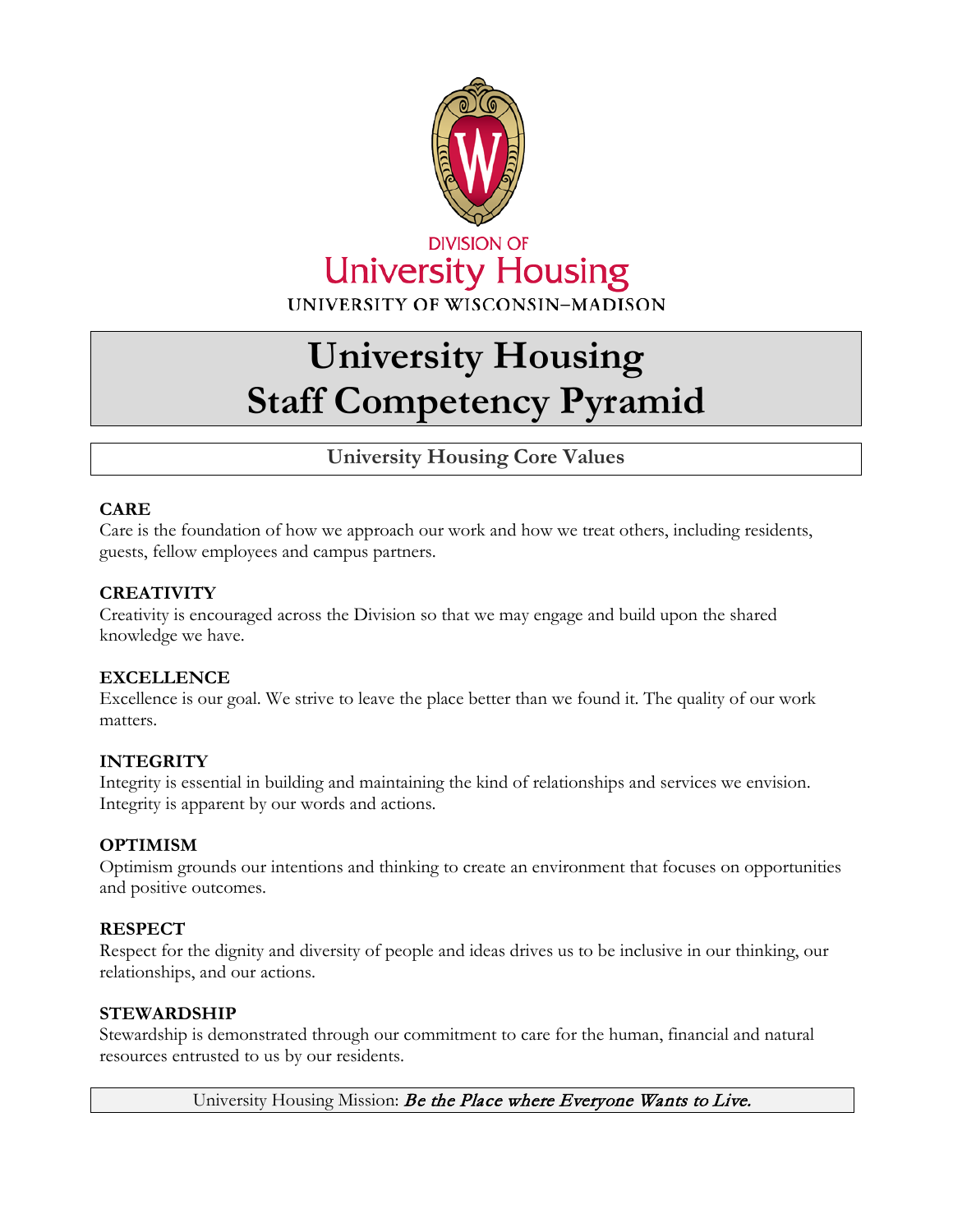DIVISION OF
University Housing
UNIVERSITY OF WISCONSIN–MADISON

# University Housing Staff Competency Pyramid

## University Housing Core Values

**CARE**
Care is the foundation of how we approach our work and how we treat others, including residents, guests, fellow employees and campus partners.

**CREATIVITY**
Creativity is encouraged across the Division so that we may engage and build upon the shared knowledge we have.

**EXCELLENCE**
Excellence is our goal. We strive to leave the place better than we found it. The quality of our work matters.

**INTEGRITY**
Integrity is essential in building and maintaining the kind of relationships and services we envision. Integrity is apparent by our words and actions.

**OPTIMISM**
Optimism grounds our intentions and thinking to create an environment that focuses on opportunities and positive outcomes.

**RESPECT**
Respect for the dignity and diversity of people and ideas drives us to be inclusive in our thinking, our relationships, and our actions.

**STEWARDSHIP**
Stewardship is demonstrated through our commitment to care for the human, financial and natural resources entrusted to us by our residents.

University Housing Mission: *Be the Place where Everyone Wants to Live.*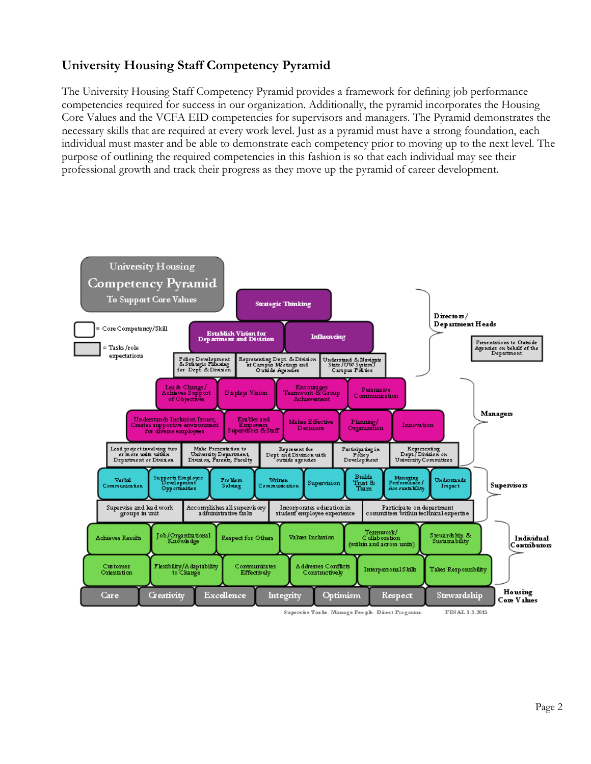## University Housing Staff Competency Pyramid

The University Housing Staff Competency Pyramid provides a framework for defining job performance competencies required for success in our organization. Additionally, the pyramid incorporates the Housing Core Values and the VCFA EID competencies for supervisors and managers. The Pyramid demonstrates the necessary skills that are required at every work level. Just as a pyramid must have a strong foundation, each individual must master and be able to demonstrate each competency prior to moving up to the next level. The purpose of outlining the required competencies in this fashion is so that each individual may see their professional growth and track their progress as they move up the pyramid of career development.

**University Housing Competency Pyramid To Support Core Values**

Legend:
- (white box) = Core Competency/Skill
- (gray box) = Tasks/role expectations

**Directors / Department Heads**

- Strategic Thinking
- Establish Vision for Department and Division
- Influencing
- Policy Development & Strategic Planning for Dept & Division
- Representing Dept & Division at Campus Meetings and Outside Agencies
- Understand & Navigate State/UW System/Campus Politics
- Presentations to Outside Agencies on behalf of the Department

**Managers**

- Leads Change/Achieves Support of Objectives
- Displays Vision
- Encourages Teamwork & Group Achievement
- Persuasive Communication
- Understands Inclusion Issues; Creates supportive environment for diverse employees
- Enables and Empowers Supervisors & Staff
- Makes Effective Decisions
- Planning/Organization
- Innovation
- Lead project involving two or more units within Department or Division
- Make Presentation to University Department, Division, Parents, Faculty
- Represent the Dept and Division with outside agencies
- Participating in Policy Development
- Representing Dept/Division on University Committees

**Supervisors**

- Verbal Communication
- Supports Employee Development Opportunities
- Problem Solving
- Written Communication
- Supervision
- Builds Trust & Team
- Managing Performance/Accountability
- Understands Impact
- Supervise and lead work groups in unit
- Accomplishes all supervisory administrative tasks
- Incorporates education in student employee experience
- Participate on department committees within technical expertise

**Individual Contributors**

- Achieves Results
- Job/Organizational Knowledge
- Respect for Others
- Values Inclusion
- Teamwork/Collaboration (within and across units)
- Stewardship & Sustainability
- Customer Orientation
- Flexibility/Adaptability to Change
- Communicates Effectively
- Addresses Conflicts Constructively
- Interpersonal Skills
- Takes Responsibility

**Housing Core Values**

Care | Creativity | Excellence | Integrity | Optimism | Respect | Stewardship

Supervise Tasks. Manage People. Direct Programs. FINAL 3.3.2015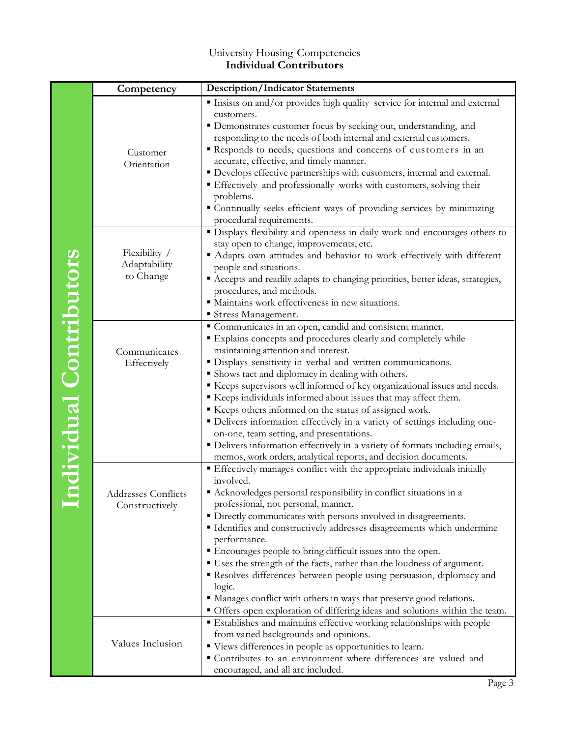University Housing Competencies
**Individual Contributors**

| | Competency | Description/Indicator Statements |
|---|---|---|
| Individual Contributors | Customer Orientation | ▪ Insists on and/or provides high quality service for internal and external customers.<br>▪ Demonstrates customer focus by seeking out, understanding, and responding to the needs of both internal and external customers.<br>▪ Responds to needs, questions and concerns of customers in an accurate, effective, and timely manner.<br>▪ Develops effective partnerships with customers, internal and external.<br>▪ Effectively and professionally works with customers, solving their problems.<br>▪ Continually seeks efficient ways of providing services by minimizing procedural requirements. |
| | Flexibility / Adaptability to Change | ▪ Displays flexibility and openness in daily work and encourages others to stay open to change, improvements, etc.<br>▪ Adapts own attitudes and behavior to work effectively with different people and situations.<br>▪ Accepts and readily adapts to changing priorities, better ideas, strategies, procedures, and methods.<br>▪ Maintains work effectiveness in new situations.<br>▪ Stress Management. |
| | Communicates Effectively | ▪ Communicates in an open, candid and consistent manner.<br>▪ Explains concepts and procedures clearly and completely while maintaining attention and interest.<br>▪ Displays sensitivity in verbal and written communications.<br>▪ Shows tact and diplomacy in dealing with others.<br>▪ Keeps supervisors well informed of key organizational issues and needs.<br>▪ Keeps individuals informed about issues that may affect them.<br>▪ Keeps others informed on the status of assigned work.<br>▪ Delivers information effectively in a variety of settings including one-on-one, team setting, and presentations.<br>▪ Delivers information effectively in a variety of formats including emails, memos, work orders, analytical reports, and decision documents. |
| | Addresses Conflicts Constructively | ▪ Effectively manages conflict with the appropriate individuals initially involved.<br>▪ Acknowledges personal responsibility in conflict situations in a professional, not personal, manner.<br>▪ Directly communicates with persons involved in disagreements.<br>▪ Identifies and constructively addresses disagreements which undermine performance.<br>▪ Encourages people to bring difficult issues into the open.<br>▪ Uses the strength of the facts, rather than the loudness of argument.<br>▪ Resolves differences between people using persuasion, diplomacy and logic.<br>▪ Manages conflict with others in ways that preserve good relations.<br>▪ Offers open exploration of differing ideas and solutions within the team. |
| | Values Inclusion | ▪ Establishes and maintains effective working relationships with people from varied backgrounds and opinions.<br>▪ Views differences in people as opportunities to learn.<br>▪ Contributes to an environment where differences are valued and encouraged, and all are included. |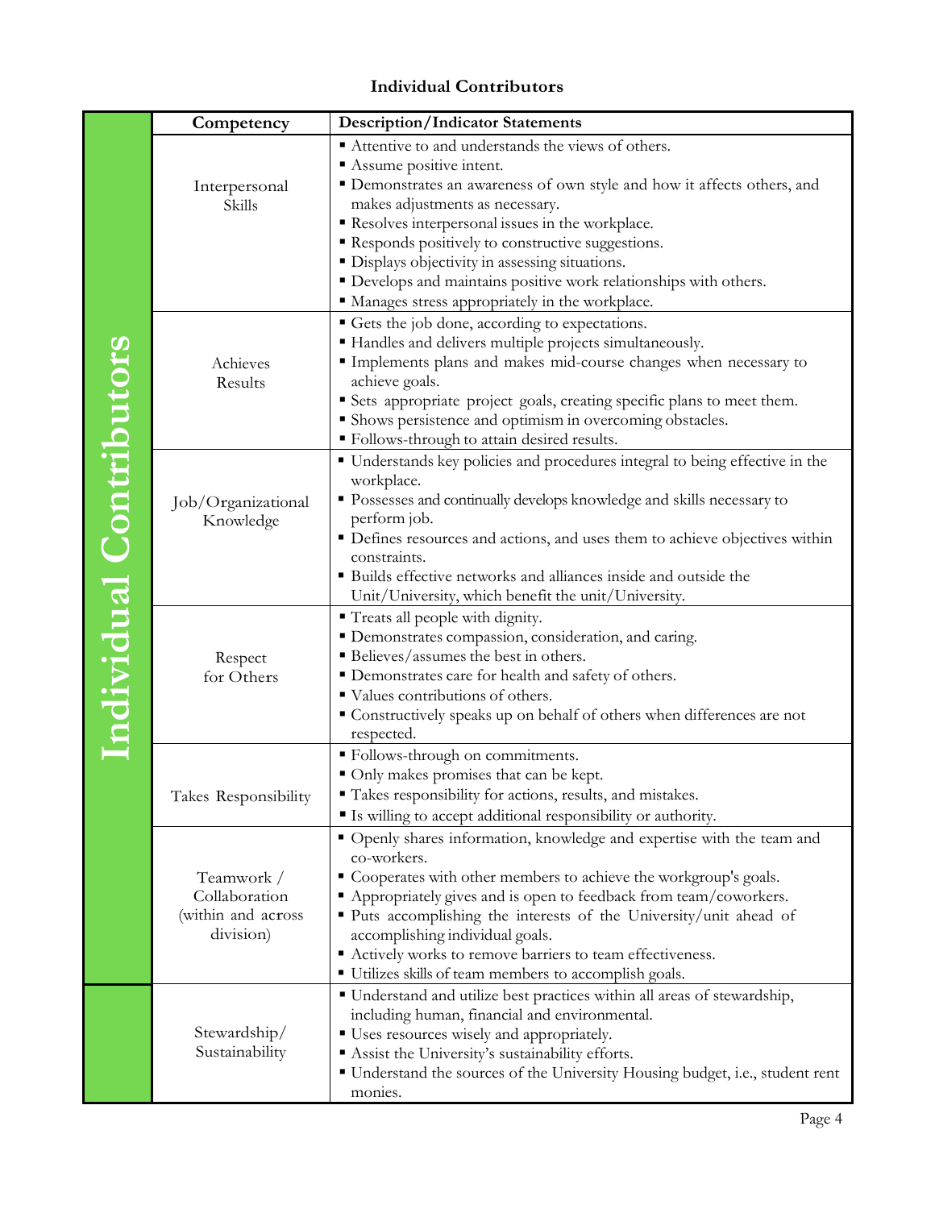## Individual Contributors

| Individual Contributors | Competency | Description/Indicator Statements |
|---|---|---|
| | Interpersonal Skills | ▪ Attentive to and understands the views of others.<br>▪ Assume positive intent.<br>▪ Demonstrates an awareness of own style and how it affects others, and makes adjustments as necessary.<br>▪ Resolves interpersonal issues in the workplace.<br>▪ Responds positively to constructive suggestions.<br>▪ Displays objectivity in assessing situations.<br>▪ Develops and maintains positive work relationships with others.<br>▪ Manages stress appropriately in the workplace. |
| | Achieves Results | ▪ Gets the job done, according to expectations.<br>▪ Handles and delivers multiple projects simultaneously.<br>▪ Implements plans and makes mid-course changes when necessary to achieve goals.<br>▪ Sets appropriate project goals, creating specific plans to meet them.<br>▪ Shows persistence and optimism in overcoming obstacles.<br>▪ Follows-through to attain desired results. |
| | Job/Organizational Knowledge | ▪ Understands key policies and procedures integral to being effective in the workplace.<br>▪ Possesses and continually develops knowledge and skills necessary to perform job.<br>▪ Defines resources and actions, and uses them to achieve objectives within constraints.<br>▪ Builds effective networks and alliances inside and outside the Unit/University, which benefit the unit/University. |
| | Respect for Others | ▪ Treats all people with dignity.<br>▪ Demonstrates compassion, consideration, and caring.<br>▪ Believes/assumes the best in others.<br>▪ Demonstrates care for health and safety of others.<br>▪ Values contributions of others.<br>▪ Constructively speaks up on behalf of others when differences are not respected. |
| | Takes Responsibility | ▪ Follows-through on commitments.<br>▪ Only makes promises that can be kept.<br>▪ Takes responsibility for actions, results, and mistakes.<br>▪ Is willing to accept additional responsibility or authority. |
| | Teamwork / Collaboration (within and across division) | ▪ Openly shares information, knowledge and expertise with the team and co-workers.<br>▪ Cooperates with other members to achieve the workgroup's goals.<br>▪ Appropriately gives and is open to feedback from team/coworkers.<br>▪ Puts accomplishing the interests of the University/unit ahead of accomplishing individual goals.<br>▪ Actively works to remove barriers to team effectiveness.<br>▪ Utilizes skills of team members to accomplish goals. |
| | Stewardship/ Sustainability | ▪ Understand and utilize best practices within all areas of stewardship, including human, financial and environmental.<br>▪ Uses resources wisely and appropriately.<br>▪ Assist the University's sustainability efforts.<br>▪ Understand the sources of the University Housing budget, i.e., student rent monies. |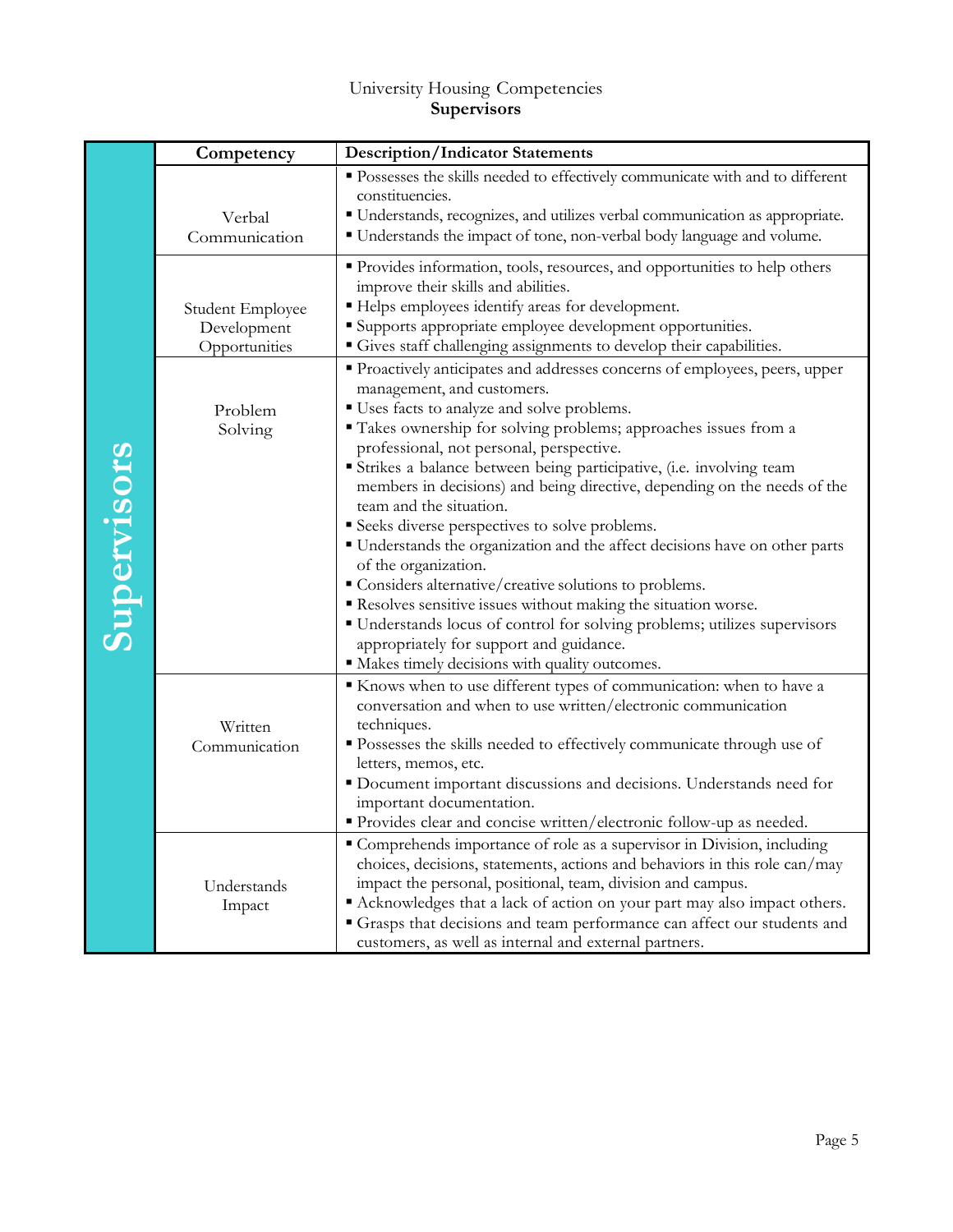University Housing Competencies
**Supervisors**

| Supervisors | Competency | Description/Indicator Statements |
|---|---|---|
| | Verbal Communication | ▪ Possesses the skills needed to effectively communicate with and to different constituencies.<br>▪ Understands, recognizes, and utilizes verbal communication as appropriate.<br>▪ Understands the impact of tone, non-verbal body language and volume. |
| | Student Employee Development Opportunities | ▪ Provides information, tools, resources, and opportunities to help others improve their skills and abilities.<br>▪ Helps employees identify areas for development.<br>▪ Supports appropriate employee development opportunities.<br>▪ Gives staff challenging assignments to develop their capabilities. |
| | Problem Solving | ▪ Proactively anticipates and addresses concerns of employees, peers, upper management, and customers.<br>▪ Uses facts to analyze and solve problems.<br>▪ Takes ownership for solving problems; approaches issues from a professional, not personal, perspective.<br>▪ Strikes a balance between being participative, (i.e. involving team members in decisions) and being directive, depending on the needs of the team and the situation.<br>▪ Seeks diverse perspectives to solve problems.<br>▪ Understands the organization and the affect decisions have on other parts of the organization.<br>▪ Considers alternative/creative solutions to problems.<br>▪ Resolves sensitive issues without making the situation worse.<br>▪ Understands locus of control for solving problems; utilizes supervisors appropriately for support and guidance.<br>▪ Makes timely decisions with quality outcomes. |
| | Written Communication | ▪ Knows when to use different types of communication: when to have a conversation and when to use written/electronic communication techniques.<br>▪ Possesses the skills needed to effectively communicate through use of letters, memos, etc.<br>▪ Document important discussions and decisions. Understands need for important documentation.<br>▪ Provides clear and concise written/electronic follow-up as needed. |
| | Understands Impact | ▪ Comprehends importance of role as a supervisor in Division, including choices, decisions, statements, actions and behaviors in this role can/may impact the personal, positional, team, division and campus.<br>▪ Acknowledges that a lack of action on your part may also impact others.<br>▪ Grasps that decisions and team performance can affect our students and customers, as well as internal and external partners. |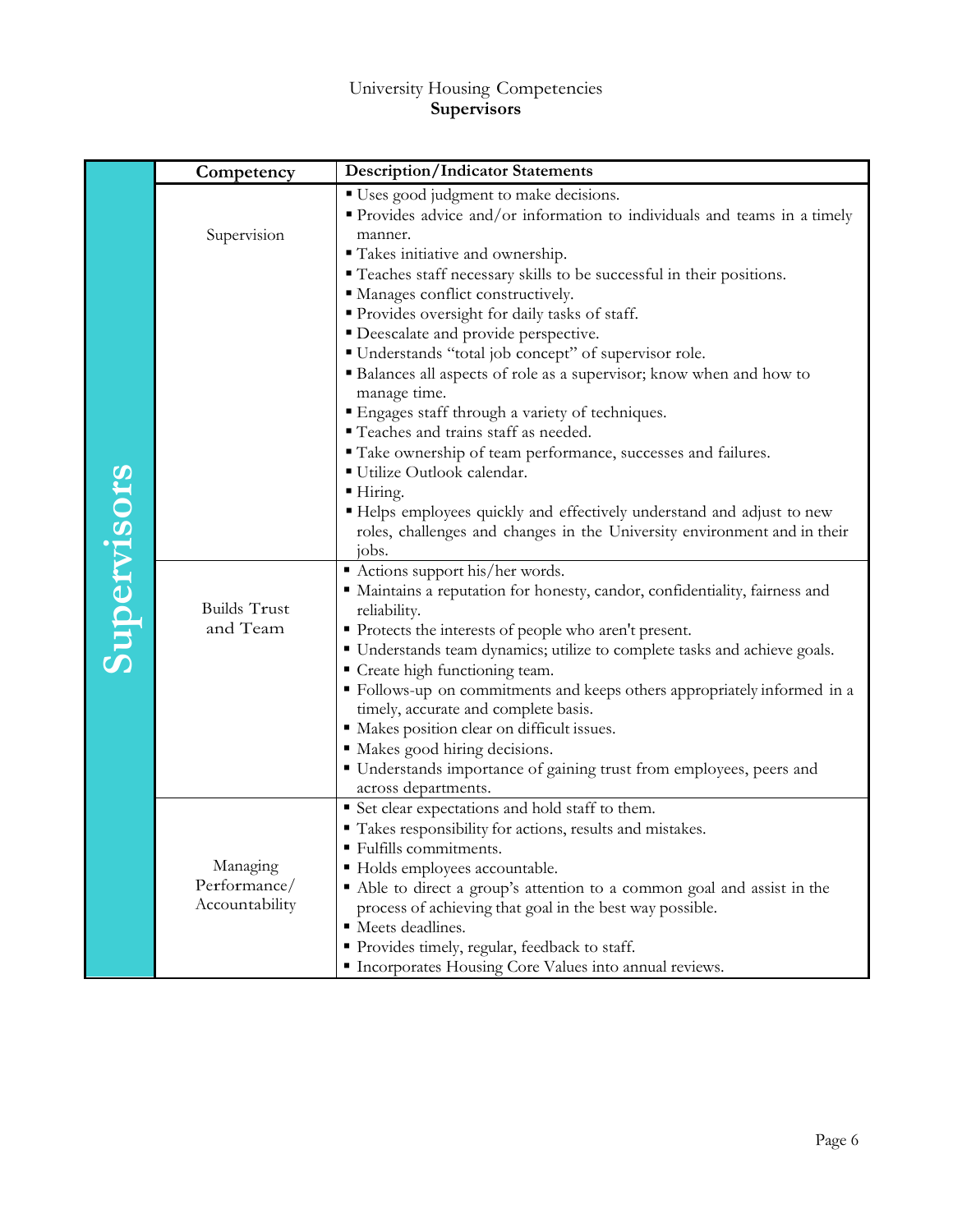University Housing Competencies

**Supervisors**

| | Competency | Description/Indicator Statements |
|---|---|---|
| Supervisors | Supervision | ▪ Uses good judgment to make decisions.<br>▪ Provides advice and/or information to individuals and teams in a timely manner.<br>▪ Takes initiative and ownership.<br>▪ Teaches staff necessary skills to be successful in their positions.<br>▪ Manages conflict constructively.<br>▪ Provides oversight for daily tasks of staff.<br>▪ Deescalate and provide perspective.<br>▪ Understands "total job concept" of supervisor role.<br>▪ Balances all aspects of role as a supervisor; know when and how to manage time.<br>▪ Engages staff through a variety of techniques.<br>▪ Teaches and trains staff as needed.<br>▪ Take ownership of team performance, successes and failures.<br>▪ Utilize Outlook calendar.<br>▪ Hiring.<br>▪ Helps employees quickly and effectively understand and adjust to new roles, challenges and changes in the University environment and in their jobs. |
| | Builds Trust and Team | ▪ Actions support his/her words.<br>▪ Maintains a reputation for honesty, candor, confidentiality, fairness and reliability.<br>▪ Protects the interests of people who aren't present.<br>▪ Understands team dynamics; utilize to complete tasks and achieve goals.<br>▪ Create high functioning team.<br>▪ Follows-up on commitments and keeps others appropriately informed in a timely, accurate and complete basis.<br>▪ Makes position clear on difficult issues.<br>▪ Makes good hiring decisions.<br>▪ Understands importance of gaining trust from employees, peers and across departments. |
| | Managing Performance/ Accountability | ▪ Set clear expectations and hold staff to them.<br>▪ Takes responsibility for actions, results and mistakes.<br>▪ Fulfills commitments.<br>▪ Holds employees accountable.<br>▪ Able to direct a group's attention to a common goal and assist in the process of achieving that goal in the best way possible.<br>▪ Meets deadlines.<br>▪ Provides timely, regular, feedback to staff.<br>▪ Incorporates Housing Core Values into annual reviews. |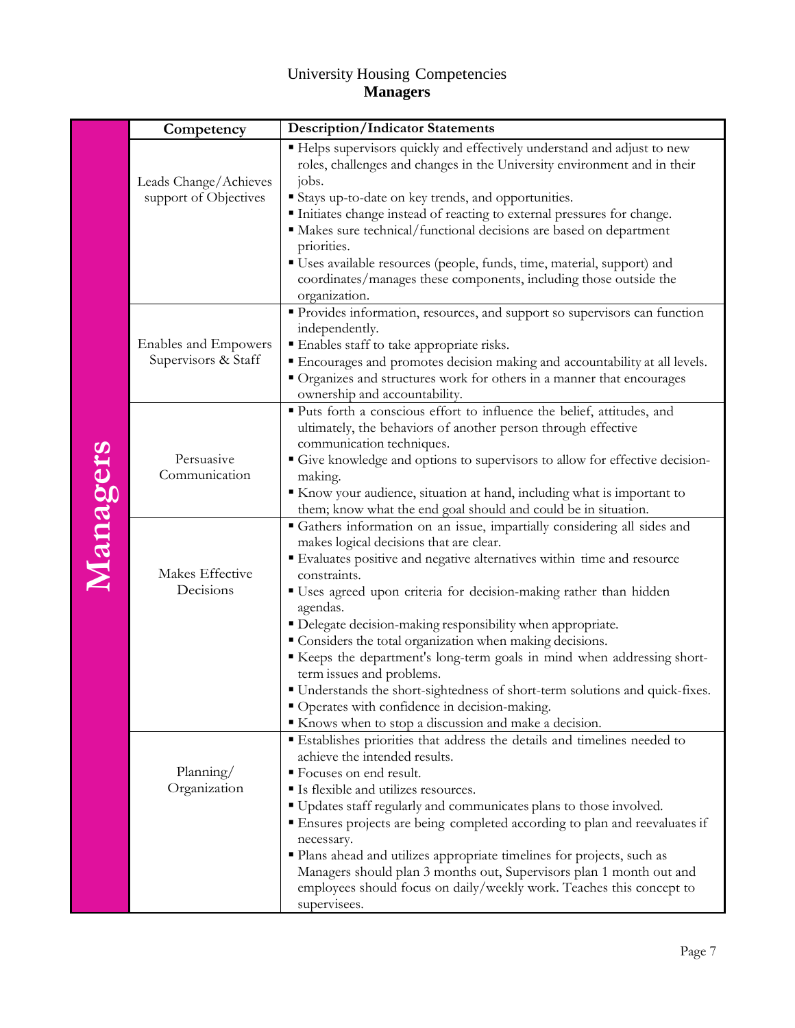University Housing Competencies
**Managers**

| | Competency | Description/Indicator Statements |
|---|---|---|
| Managers | Leads Change/Achieves support of Objectives | ▪ Helps supervisors quickly and effectively understand and adjust to new roles, challenges and changes in the University environment and in their jobs.<br>▪ Stays up-to-date on key trends, and opportunities.<br>▪ Initiates change instead of reacting to external pressures for change.<br>▪ Makes sure technical/functional decisions are based on department priorities.<br>▪ Uses available resources (people, funds, time, material, support) and coordinates/manages these components, including those outside the organization. |
| | Enables and Empowers Supervisors & Staff | ▪ Provides information, resources, and support so supervisors can function independently.<br>▪ Enables staff to take appropriate risks.<br>▪ Encourages and promotes decision making and accountability at all levels.<br>▪ Organizes and structures work for others in a manner that encourages ownership and accountability. |
| | Persuasive Communication | ▪ Puts forth a conscious effort to influence the belief, attitudes, and ultimately, the behaviors of another person through effective communication techniques.<br>▪ Give knowledge and options to supervisors to allow for effective decision-making.<br>▪ Know your audience, situation at hand, including what is important to them; know what the end goal should and could be in situation. |
| | Makes Effective Decisions | ▪ Gathers information on an issue, impartially considering all sides and makes logical decisions that are clear.<br>▪ Evaluates positive and negative alternatives within time and resource constraints.<br>▪ Uses agreed upon criteria for decision-making rather than hidden agendas.<br>▪ Delegate decision-making responsibility when appropriate.<br>▪ Considers the total organization when making decisions.<br>▪ Keeps the department's long-term goals in mind when addressing short-term issues and problems.<br>▪ Understands the short-sightedness of short-term solutions and quick-fixes.<br>▪ Operates with confidence in decision-making.<br>▪ Knows when to stop a discussion and make a decision. |
| | Planning/ Organization | ▪ Establishes priorities that address the details and timelines needed to achieve the intended results.<br>▪ Focuses on end result.<br>▪ Is flexible and utilizes resources.<br>▪ Updates staff regularly and communicates plans to those involved.<br>▪ Ensures projects are being completed according to plan and reevaluates if necessary.<br>▪ Plans ahead and utilizes appropriate timelines for projects, such as Managers should plan 3 months out, Supervisors plan 1 month out and employees should focus on daily/weekly work. Teaches this concept to supervisees. |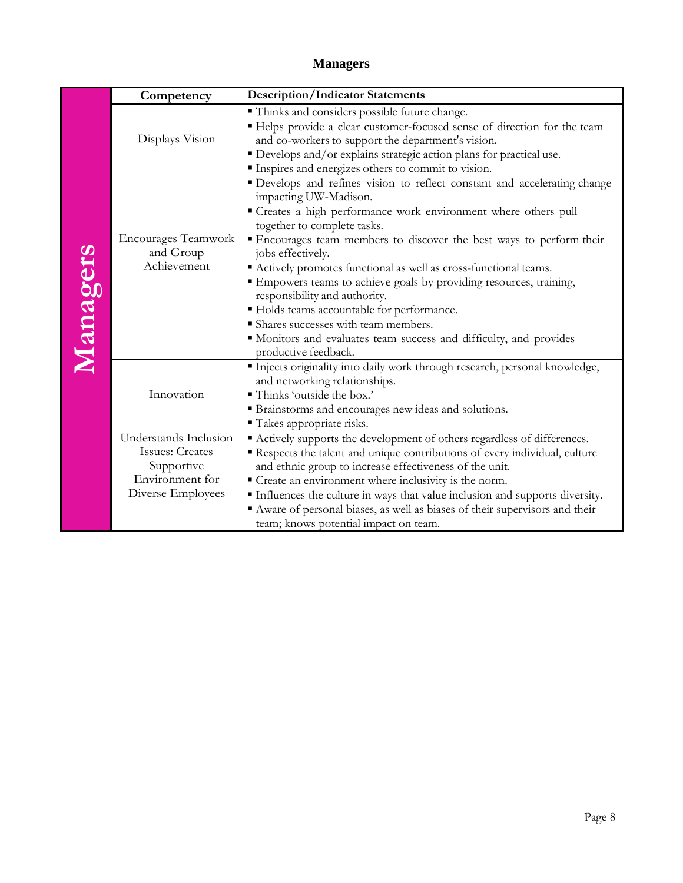## Managers

| Managers | Competency | Description/Indicator Statements |
|---|---|---|
| Managers | Displays Vision | ▪ Thinks and considers possible future change.<br>▪ Helps provide a clear customer-focused sense of direction for the team and co-workers to support the department's vision.<br>▪ Develops and/or explains strategic action plans for practical use.<br>▪ Inspires and energizes others to commit to vision.<br>▪ Develops and refines vision to reflect constant and accelerating change impacting UW-Madison. |
| | Encourages Teamwork and Group Achievement | ▪ Creates a high performance work environment where others pull together to complete tasks.<br>▪ Encourages team members to discover the best ways to perform their jobs effectively.<br>▪ Actively promotes functional as well as cross-functional teams.<br>▪ Empowers teams to achieve goals by providing resources, training, responsibility and authority.<br>▪ Holds teams accountable for performance.<br>▪ Shares successes with team members.<br>▪ Monitors and evaluates team success and difficulty, and provides productive feedback. |
| | Innovation | ▪ Injects originality into daily work through research, personal knowledge, and networking relationships.<br>▪ Thinks 'outside the box.'<br>▪ Brainstorms and encourages new ideas and solutions.<br>▪ Takes appropriate risks. |
| | Understands Inclusion Issues: Creates Supportive Environment for Diverse Employees | ▪ Actively supports the development of others regardless of differences.<br>▪ Respects the talent and unique contributions of every individual, culture and ethnic group to increase effectiveness of the unit.<br>▪ Create an environment where inclusivity is the norm.<br>▪ Influences the culture in ways that value inclusion and supports diversity.<br>▪ Aware of personal biases, as well as biases of their supervisors and their team; knows potential impact on team. |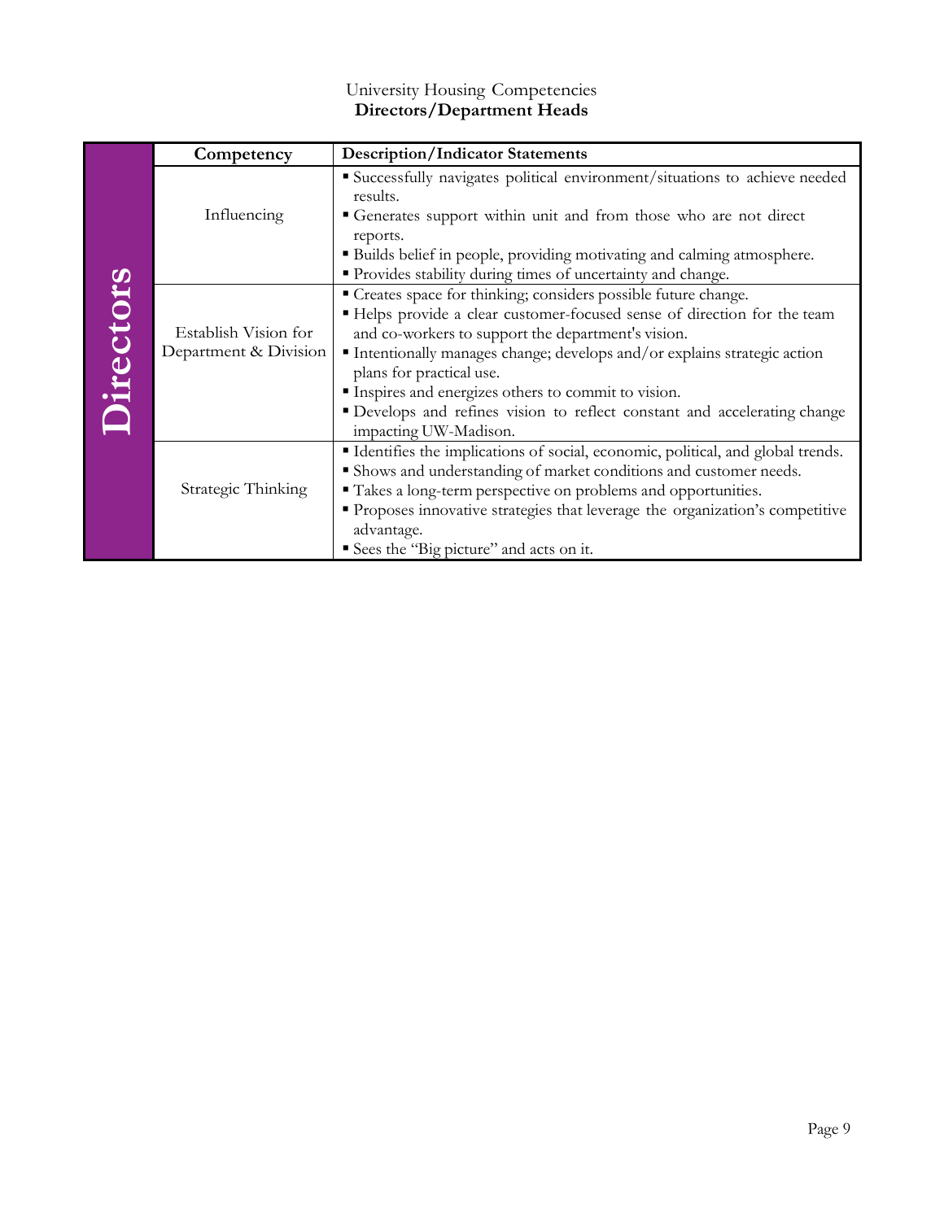University Housing Competencies
**Directors/Department Heads**

| | Competency | Description/Indicator Statements |
|---|---|---|
| Directors | Influencing | ▪ Successfully navigates political environment/situations to achieve needed results.<br>▪ Generates support within unit and from those who are not direct reports.<br>▪ Builds belief in people, providing motivating and calming atmosphere.<br>▪ Provides stability during times of uncertainty and change. |
| | Establish Vision for Department & Division | ▪ Creates space for thinking; considers possible future change.<br>▪ Helps provide a clear customer-focused sense of direction for the team and co-workers to support the department's vision.<br>▪ Intentionally manages change; develops and/or explains strategic action plans for practical use.<br>▪ Inspires and energizes others to commit to vision.<br>▪ Develops and refines vision to reflect constant and accelerating change impacting UW-Madison. |
| | Strategic Thinking | ▪ Identifies the implications of social, economic, political, and global trends.<br>▪ Shows and understanding of market conditions and customer needs.<br>▪ Takes a long-term perspective on problems and opportunities.<br>▪ Proposes innovative strategies that leverage the organization's competitive advantage.<br>▪ Sees the "Big picture" and acts on it. |